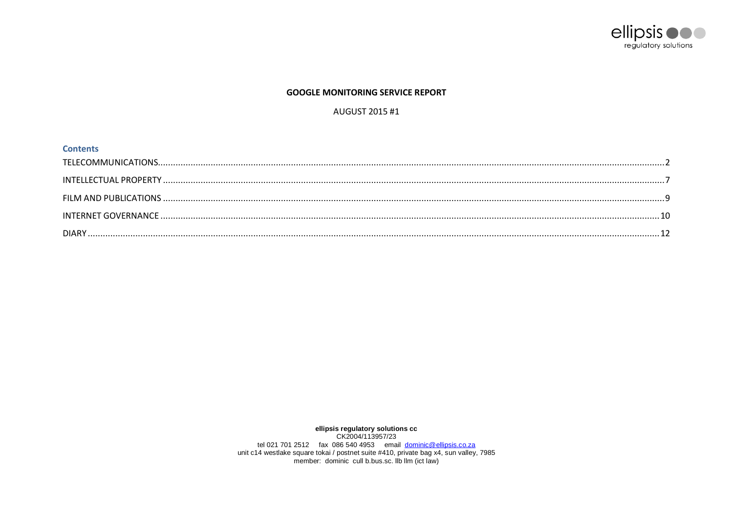ellipsis regulatory solutions

**GOOGLE MONITORING SERVICE REPORT**

AUGUST 2015 #1

## Contents

TELECOMMUNICATIONS.....2

INTELLECTUAL PROPERTY.....7

FILM AND PUBLICATIONS.....9

INTERNET GOVERNANCE.....10

DIARY.....12

**ellipsis regulatory solutions cc**
CK2004/113957/23
tel 021 701 2512 fax 086 540 4953 email dominic@ellipsis.co.za
unit c14 westlake square tokai / postnet suite #410, private bag x4, sun valley, 7985
member: dominic cull b.bus.sc. llb llm (ict law)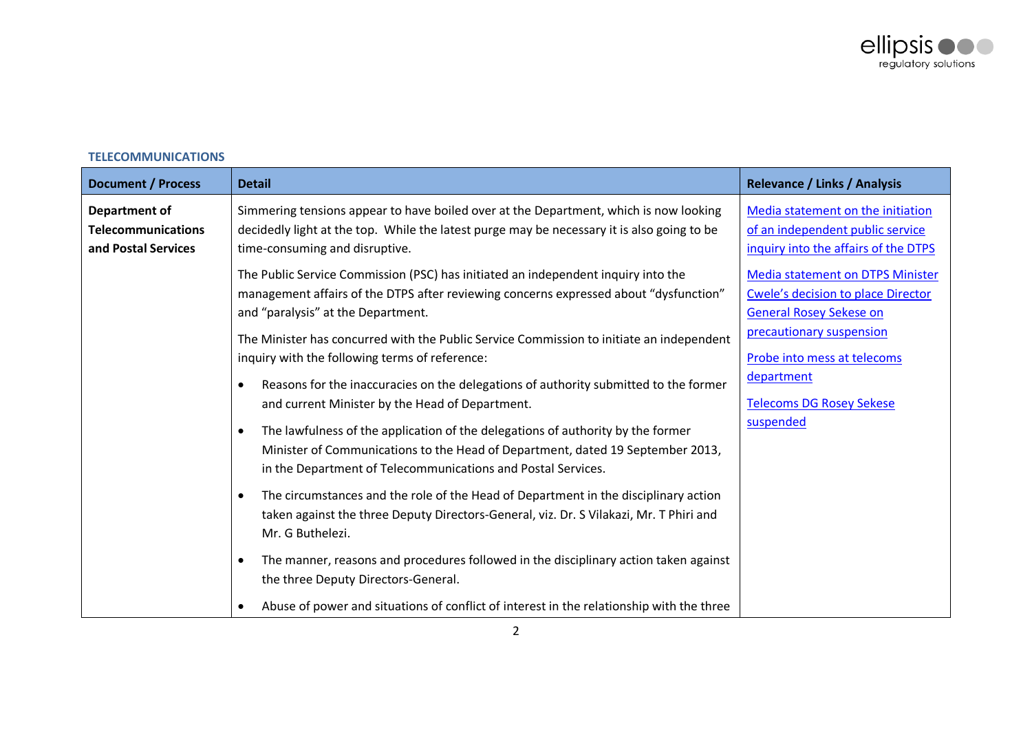**TELECOMMUNICATIONS**

| Document / Process | Detail | Relevance / Links / Analysis |
|---|---|---|
| **Department of Telecommunications and Postal Services** | Simmering tensions appear to have boiled over at the Department, which is now looking decidedly light at the top. While the latest purge may be necessary it is also going to be time-consuming and disruptive.<br><br>The Public Service Commission (PSC) has initiated an independent inquiry into the management affairs of the DTPS after reviewing concerns expressed about "dysfunction" and "paralysis" at the Department.<br><br>The Minister has concurred with the Public Service Commission to initiate an independent inquiry with the following terms of reference:<br><br>• Reasons for the inaccuracies on the delegations of authority submitted to the former and current Minister by the Head of Department.<br><br>• The lawfulness of the application of the delegations of authority by the former Minister of Communications to the Head of Department, dated 19 September 2013, in the Department of Telecommunications and Postal Services.<br><br>• The circumstances and the role of the Head of Department in the disciplinary action taken against the three Deputy Directors-General, viz. Dr. S Vilakazi, Mr. T Phiri and Mr. G Buthelezi.<br><br>• The manner, reasons and procedures followed in the disciplinary action taken against the three Deputy Directors-General.<br><br>• Abuse of power and situations of conflict of interest in the relationship with the three | Media statement on the initiation of an independent public service inquiry into the affairs of the DTPS<br><br>Media statement on DTPS Minister Cwele's decision to place Director General Rosey Sekese on precautionary suspension<br><br>Probe into mess at telecoms department<br><br>Telecoms DG Rosey Sekese suspended |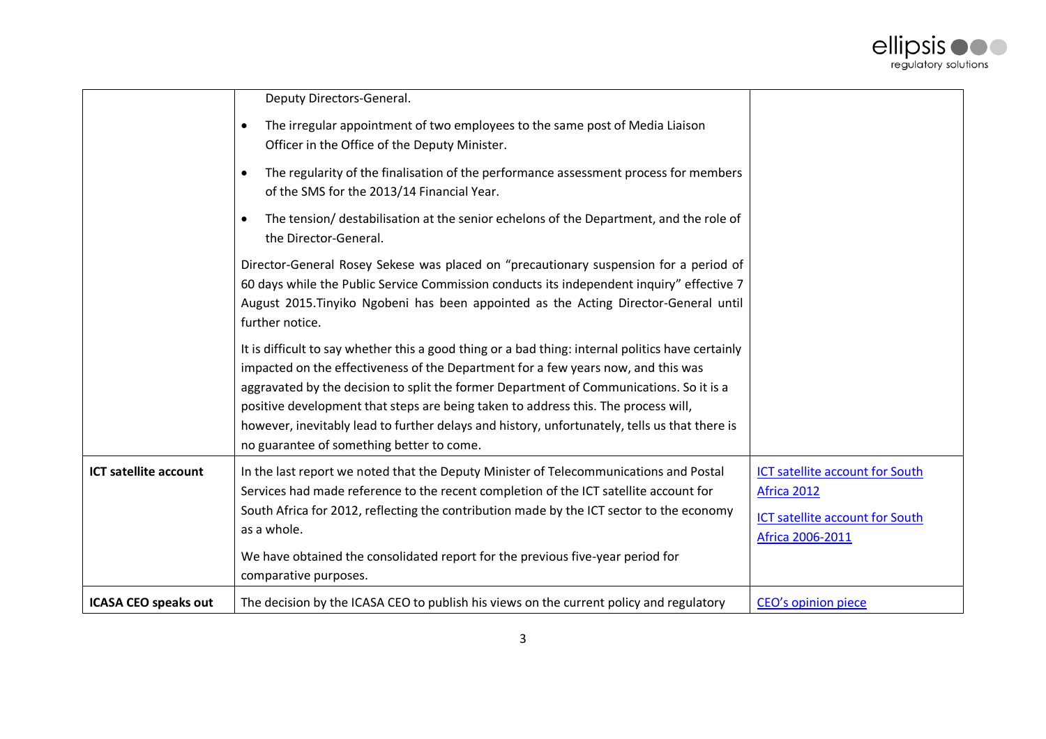| | | |
|---|---|---|
| | Deputy Directors-General.<br>• The irregular appointment of two employees to the same post of Media Liaison Officer in the Office of the Deputy Minister.<br>• The regularity of the finalisation of the performance assessment process for members of the SMS for the 2013/14 Financial Year.<br>• The tension/ destabilisation at the senior echelons of the Department, and the role of the Director-General.<br><br>Director-General Rosey Sekese was placed on "precautionary suspension for a period of 60 days while the Public Service Commission conducts its independent inquiry" effective 7 August 2015.Tinyiko Ngobeni has been appointed as the Acting Director-General until further notice.<br><br>It is difficult to say whether this a good thing or a bad thing: internal politics have certainly impacted on the effectiveness of the Department for a few years now, and this was aggravated by the decision to split the former Department of Communications. So it is a positive development that steps are being taken to address this. The process will, however, inevitably lead to further delays and history, unfortunately, tells us that there is no guarantee of something better to come. | |
| **ICT satellite account** | In the last report we noted that the Deputy Minister of Telecommunications and Postal Services had made reference to the recent completion of the ICT satellite account for South Africa for 2012, reflecting the contribution made by the ICT sector to the economy as a whole.<br><br>We have obtained the consolidated report for the previous five-year period for comparative purposes. | ICT satellite account for South Africa 2012<br><br>ICT satellite account for South Africa 2006-2011 |
| **ICASA CEO speaks out** | The decision by the ICASA CEO to publish his views on the current policy and regulatory | CEO's opinion piece |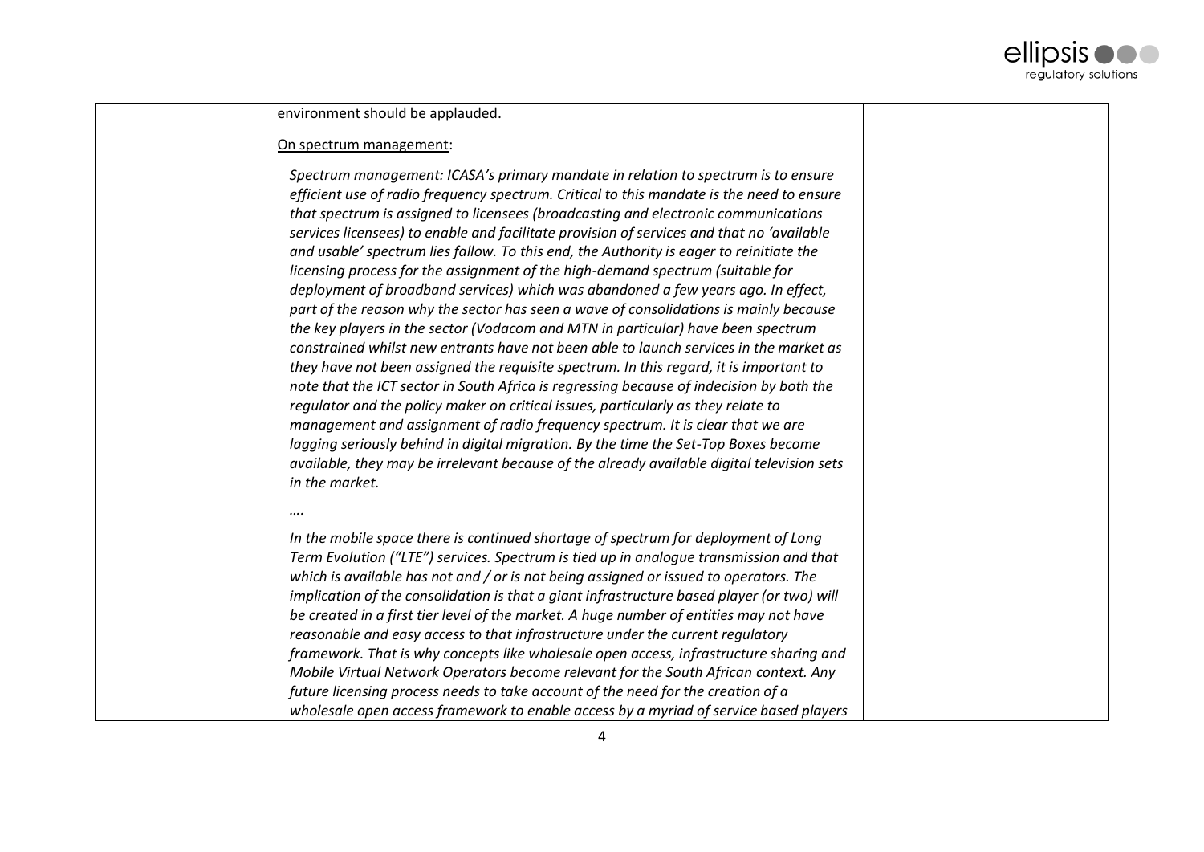| | environment should be applauded.<br><br><u>On spectrum management</u>:<br><br>*Spectrum management: ICASA's primary mandate in relation to spectrum is to ensure efficient use of radio frequency spectrum. Critical to this mandate is the need to ensure that spectrum is assigned to licensees (broadcasting and electronic communications services licensees) to enable and facilitate provision of services and that no 'available and usable' spectrum lies fallow. To this end, the Authority is eager to reinitiate the licensing process for the assignment of the high-demand spectrum (suitable for deployment of broadband services) which was abandoned a few years ago. In effect, part of the reason why the sector has seen a wave of consolidations is mainly because the key players in the sector (Vodacom and MTN in particular) have been spectrum constrained whilst new entrants have not been able to launch services in the market as they have not been assigned the requisite spectrum. In this regard, it is important to note that the ICT sector in South Africa is regressing because of indecision by both the regulator and the policy maker on critical issues, particularly as they relate to management and assignment of radio frequency spectrum. It is clear that we are lagging seriously behind in digital migration. By the time the Set-Top Boxes become available, they may be irrelevant because of the already available digital television sets in the market.*<br><br>*….*<br><br>*In the mobile space there is continued shortage of spectrum for deployment of Long Term Evolution ("LTE") services. Spectrum is tied up in analogue transmission and that which is available has not and / or is not being assigned or issued to operators. The implication of the consolidation is that a giant infrastructure based player (or two) will be created in a first tier level of the market. A huge number of entities may not have reasonable and easy access to that infrastructure under the current regulatory framework. That is why concepts like wholesale open access, infrastructure sharing and Mobile Virtual Network Operators become relevant for the South African context. Any future licensing process needs to take account of the need for the creation of a wholesale open access framework to enable access by a myriad of service based players* | |
|---|---|---|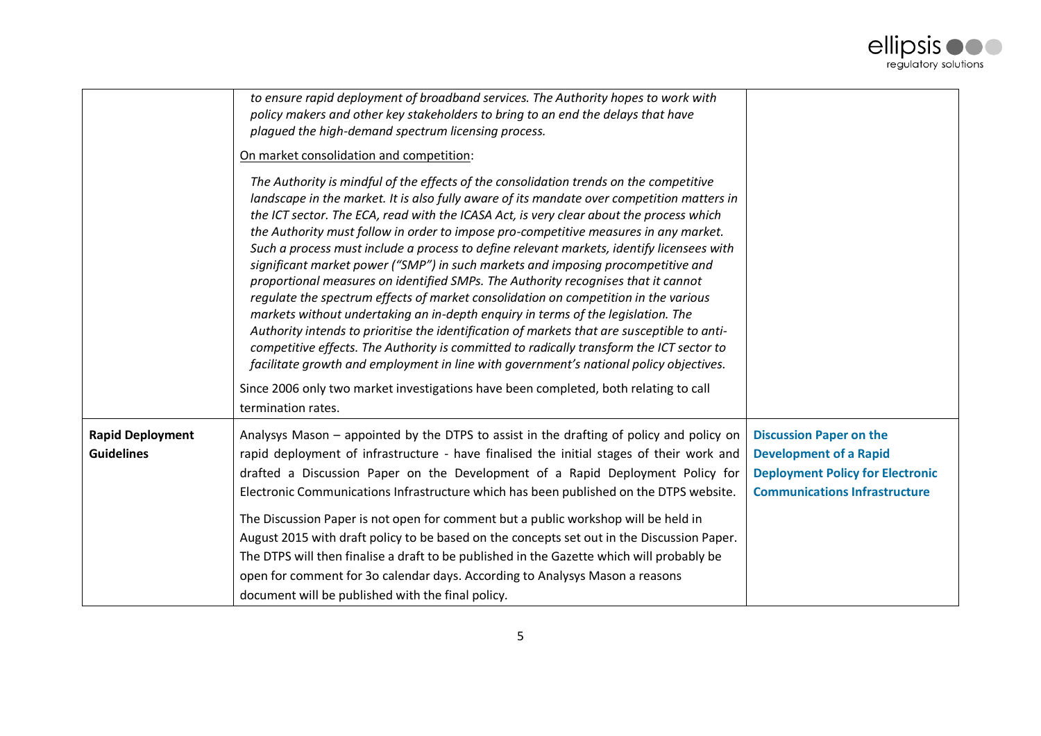| | | |
|---|---|---|
| | *to ensure rapid deployment of broadband services. The Authority hopes to work with policy makers and other key stakeholders to bring to an end the delays that have plagued the high-demand spectrum licensing process.*<br><br><u>On market consolidation and competition</u>:<br><br>*The Authority is mindful of the effects of the consolidation trends on the competitive landscape in the market. It is also fully aware of its mandate over competition matters in the ICT sector. The ECA, read with the ICASA Act, is very clear about the process which the Authority must follow in order to impose pro-competitive measures in any market. Such a process must include a process to define relevant markets, identify licensees with significant market power ("SMP") in such markets and imposing procompetitive and proportional measures on identified SMPs. The Authority recognises that it cannot regulate the spectrum effects of market consolidation on competition in the various markets without undertaking an in-depth enquiry in terms of the legislation. The Authority intends to prioritise the identification of markets that are susceptible to anti-competitive effects. The Authority is committed to radically transform the ICT sector to facilitate growth and employment in line with government's national policy objectives.*<br><br>Since 2006 only two market investigations have been completed, both relating to call termination rates. | |
| **Rapid Deployment Guidelines** | Analysys Mason – appointed by the DTPS to assist in the drafting of policy and policy on rapid deployment of infrastructure - have finalised the initial stages of their work and drafted a Discussion Paper on the Development of a Rapid Deployment Policy for Electronic Communications Infrastructure which has been published on the DTPS website.<br><br>The Discussion Paper is not open for comment but a public workshop will be held in August 2015 with draft policy to be based on the concepts set out in the Discussion Paper. The DTPS will then finalise a draft to be published in the Gazette which will probably be open for comment for 3o calendar days. According to Analysys Mason a reasons document will be published with the final policy. | **Discussion Paper on the Development of a Rapid Deployment Policy for Electronic Communications Infrastructure** |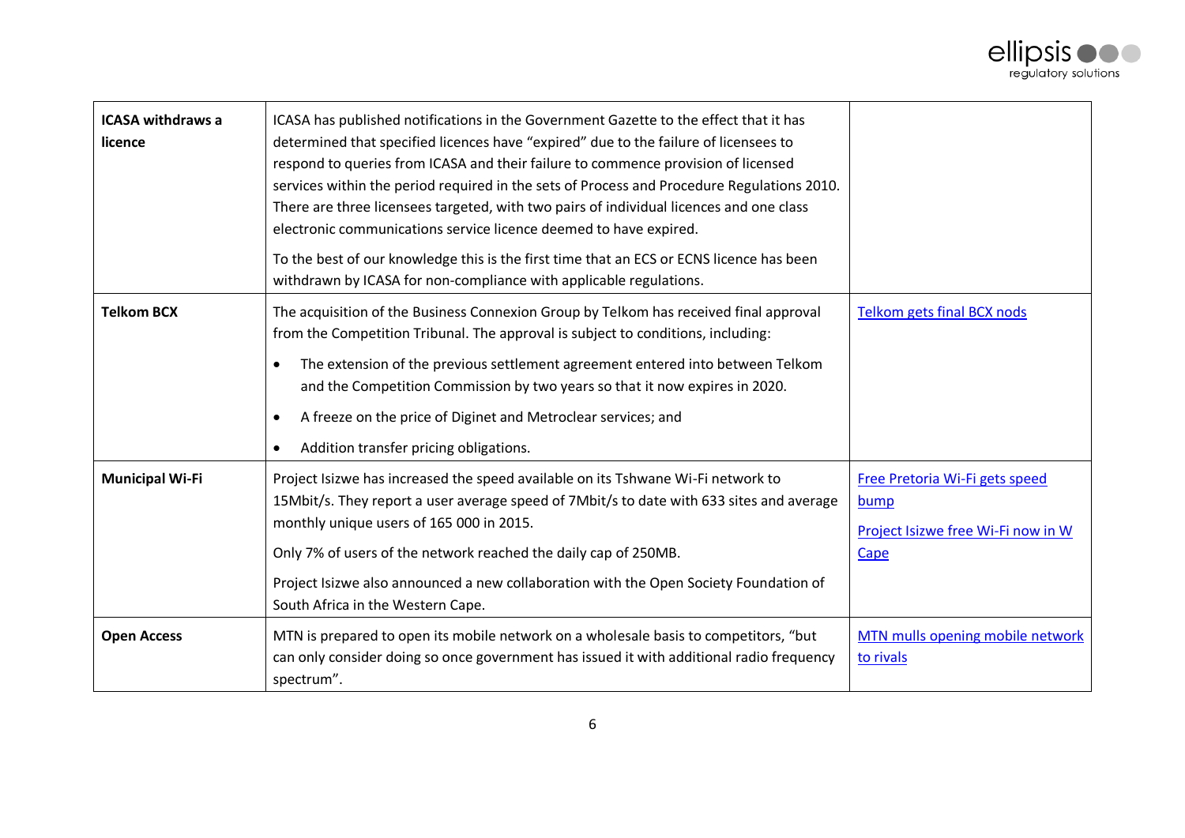| | | |
|---|---|---|
| **ICASA withdraws a licence** | ICASA has published notifications in the Government Gazette to the effect that it has determined that specified licences have "expired" due to the failure of licensees to respond to queries from ICASA and their failure to commence provision of licensed services within the period required in the sets of Process and Procedure Regulations 2010. There are three licensees targeted, with two pairs of individual licences and one class electronic communications service licence deemed to have expired.<br><br>To the best of our knowledge this is the first time that an ECS or ECNS licence has been withdrawn by ICASA for non-compliance with applicable regulations. | |
| **Telkom BCX** | The acquisition of the Business Connexion Group by Telkom has received final approval from the Competition Tribunal. The approval is subject to conditions, including:<br><br>• The extension of the previous settlement agreement entered into between Telkom and the Competition Commission by two years so that it now expires in 2020.<br>• A freeze on the price of Diginet and Metroclear services; and<br>• Addition transfer pricing obligations. | Telkom gets final BCX nods |
| **Municipal Wi-Fi** | Project Isizwe has increased the speed available on its Tshwane Wi-Fi network to 15Mbit/s. They report a user average speed of 7Mbit/s to date with 633 sites and average monthly unique users of 165 000 in 2015.<br><br>Only 7% of users of the network reached the daily cap of 250MB.<br><br>Project Isizwe also announced a new collaboration with the Open Society Foundation of South Africa in the Western Cape. | Free Pretoria Wi-Fi gets speed bump<br><br>Project Isizwe free Wi-Fi now in W Cape |
| **Open Access** | MTN is prepared to open its mobile network on a wholesale basis to competitors, "but can only consider doing so once government has issued it with additional radio frequency spectrum". | MTN mulls opening mobile network to rivals |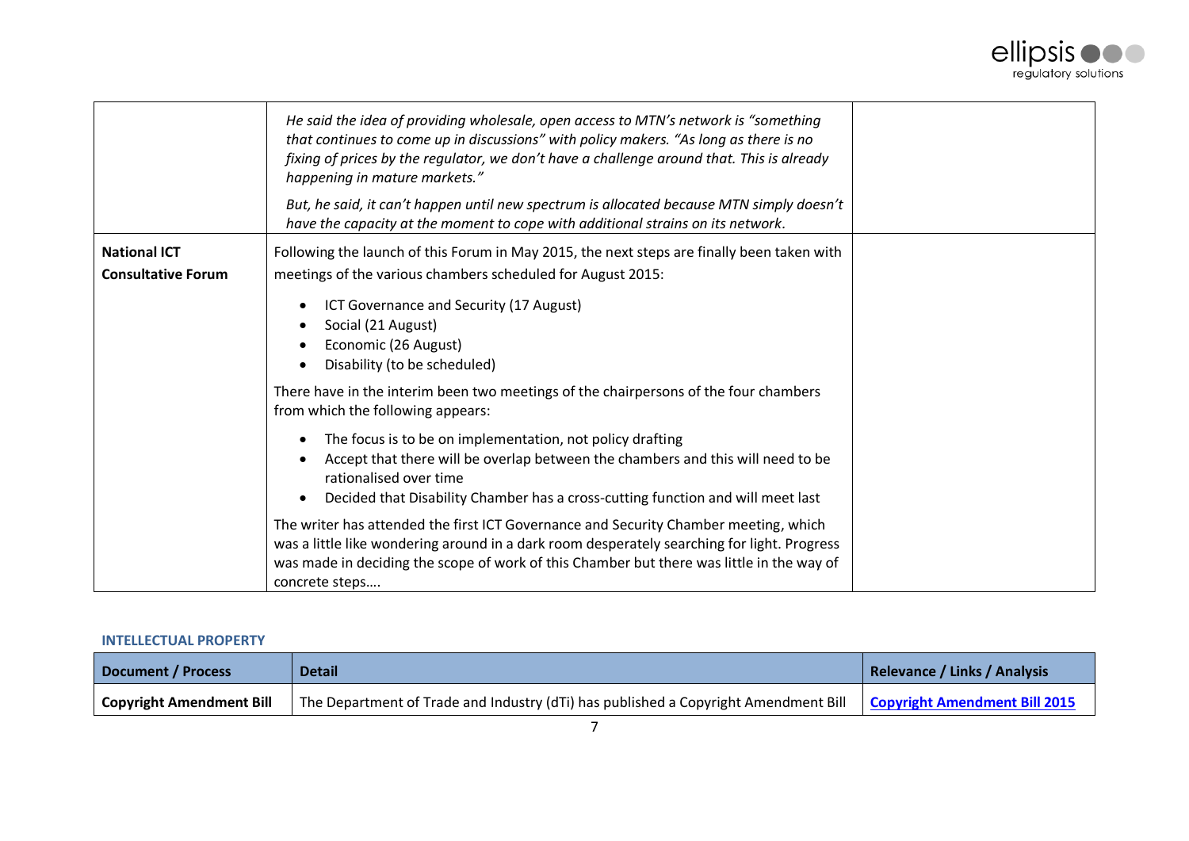| | | |
|---|---|---|
| | *He said the idea of providing wholesale, open access to MTN's network is "something that continues to come up in discussions" with policy makers. "As long as there is no fixing of prices by the regulator, we don't have a challenge around that. This is already happening in mature markets."*<br><br>*But, he said, it can't happen until new spectrum is allocated because MTN simply doesn't have the capacity at the moment to cope with additional strains on its network.* | |
| **National ICT Consultative Forum** | Following the launch of this Forum in May 2015, the next steps are finally been taken with meetings of the various chambers scheduled for August 2015:<br><br>• ICT Governance and Security (17 August)<br>• Social (21 August)<br>• Economic (26 August)<br>• Disability (to be scheduled)<br><br>There have in the interim been two meetings of the chairpersons of the four chambers from which the following appears:<br><br>• The focus is to be on implementation, not policy drafting<br>• Accept that there will be overlap between the chambers and this will need to be rationalised over time<br>• Decided that Disability Chamber has a cross-cutting function and will meet last<br><br>The writer has attended the first ICT Governance and Security Chamber meeting, which was a little like wondering around in a dark room desperately searching for light. Progress was made in deciding the scope of work of this Chamber but there was little in the way of concrete steps…. | |

### INTELLECTUAL PROPERTY

| Document / Process | Detail | Relevance / Links / Analysis |
|---|---|---|
| **Copyright Amendment Bill** | The Department of Trade and Industry (dTi) has published a Copyright Amendment Bill | **Copyright Amendment Bill 2015** |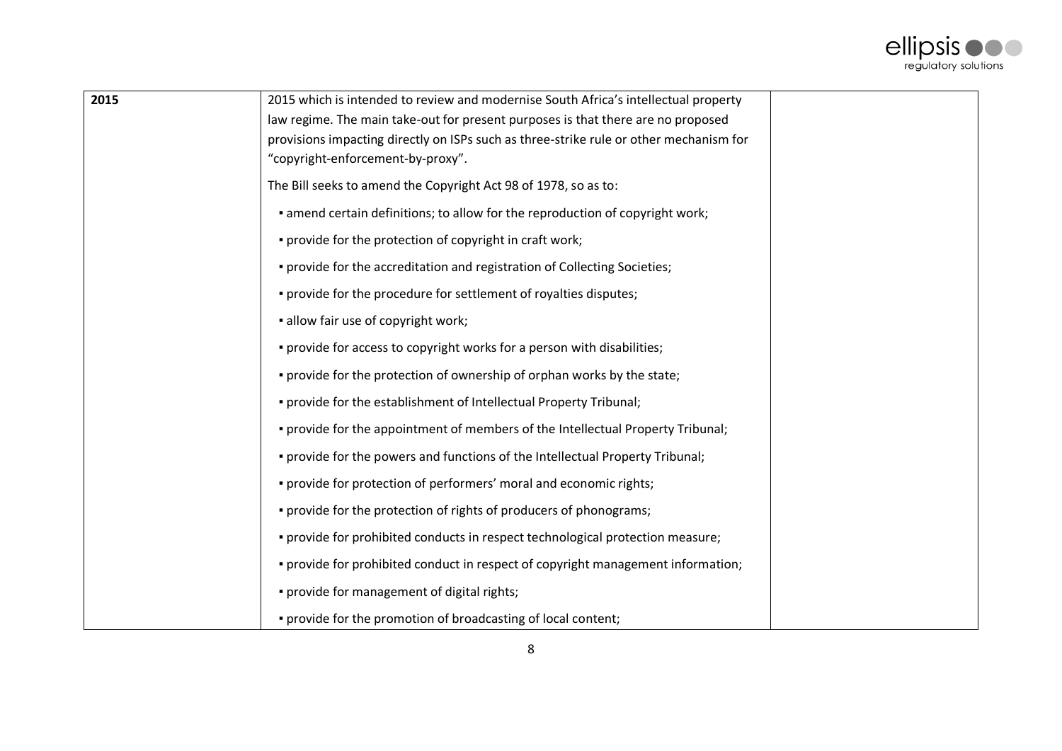| | | |
|---|---|---|
| **2015** | 2015 which is intended to review and modernise South Africa's intellectual property law regime. The main take-out for present purposes is that there are no proposed provisions impacting directly on ISPs such as three-strike rule or other mechanism for "copyright-enforcement-by-proxy".<br><br>The Bill seeks to amend the Copyright Act 98 of 1978, so as to:<br><br>▪ amend certain definitions; to allow for the reproduction of copyright work;<br>▪ provide for the protection of copyright in craft work;<br>▪ provide for the accreditation and registration of Collecting Societies;<br>▪ provide for the procedure for settlement of royalties disputes;<br>▪ allow fair use of copyright work;<br>▪ provide for access to copyright works for a person with disabilities;<br>▪ provide for the protection of ownership of orphan works by the state;<br>▪ provide for the establishment of Intellectual Property Tribunal;<br>▪ provide for the appointment of members of the Intellectual Property Tribunal;<br>▪ provide for the powers and functions of the Intellectual Property Tribunal;<br>▪ provide for protection of performers' moral and economic rights;<br>▪ provide for the protection of rights of producers of phonograms;<br>▪ provide for prohibited conducts in respect technological protection measure;<br>▪ provide for prohibited conduct in respect of copyright management information;<br>▪ provide for management of digital rights;<br>▪ provide for the promotion of broadcasting of local content; | |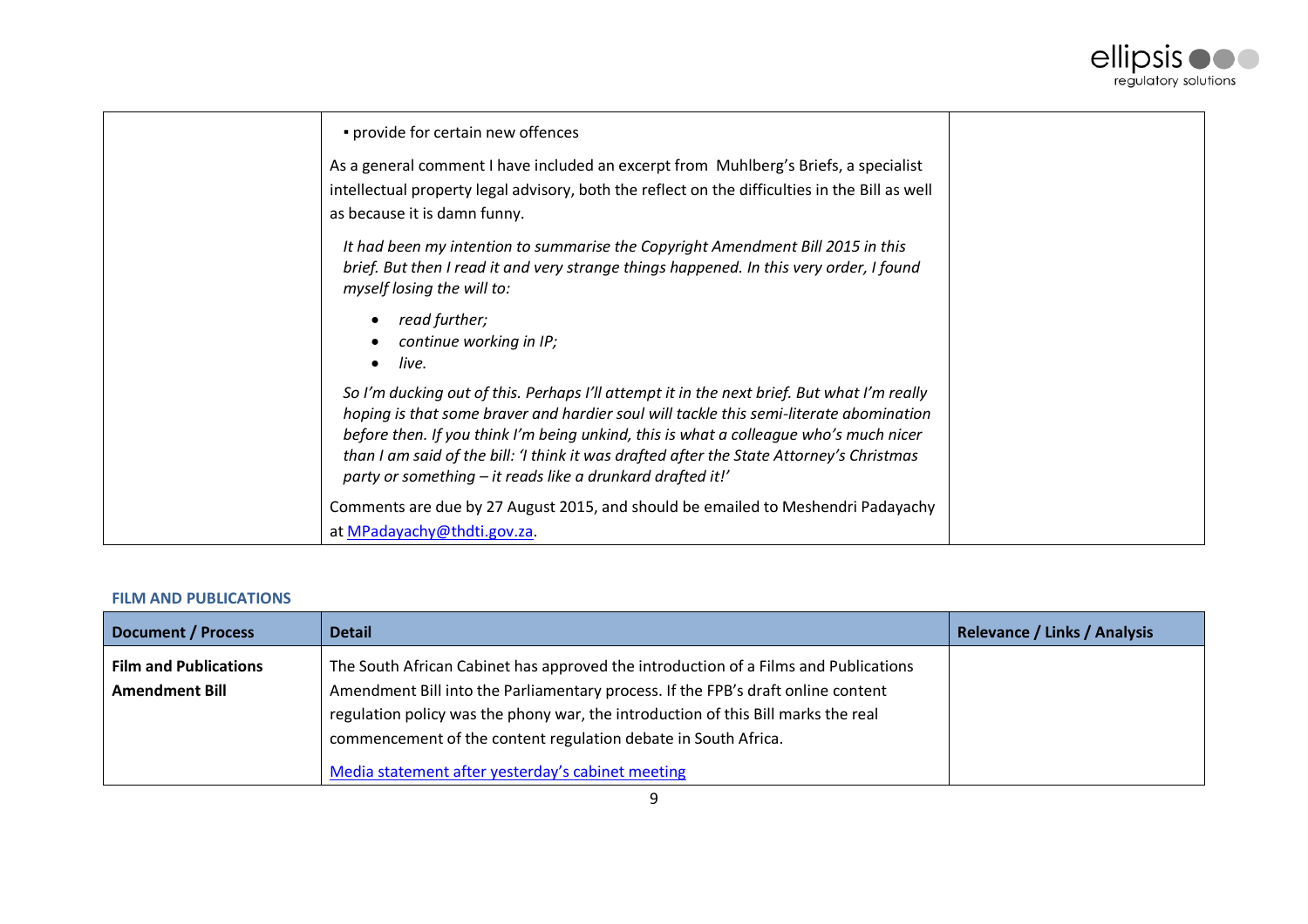| | | |
|---|---|---|
| | ▪ provide for certain new offences<br><br>As a general comment I have included an excerpt from Muhlberg's Briefs, a specialist intellectual property legal advisory, both the reflect on the difficulties in the Bill as well as because it is damn funny.<br><br>*It had been my intention to summarise the Copyright Amendment Bill 2015 in this brief. But then I read it and very strange things happened. In this very order, I found myself losing the will to:*<br><br>• *read further;*<br>• *continue working in IP;*<br>• *live.*<br><br>*So I'm ducking out of this. Perhaps I'll attempt it in the next brief. But what I'm really hoping is that some braver and hardier soul will tackle this semi-literate abomination before then. If you think I'm being unkind, this is what a colleague who's much nicer than I am said of the bill: 'I think it was drafted after the State Attorney's Christmas party or something – it reads like a drunkard drafted it!'*<br><br>Comments are due by 27 August 2015, and should be emailed to Meshendri Padayachy at MPadayachy@thdti.gov.za. | |

#### FILM AND PUBLICATIONS

| Document / Process | Detail | Relevance / Links / Analysis |
|---|---|---|
| **Film and Publications Amendment Bill** | The South African Cabinet has approved the introduction of a Films and Publications Amendment Bill into the Parliamentary process. If the FPB's draft online content regulation policy was the phony war, the introduction of this Bill marks the real commencement of the content regulation debate in South Africa.<br><br>Media statement after yesterday's cabinet meeting | |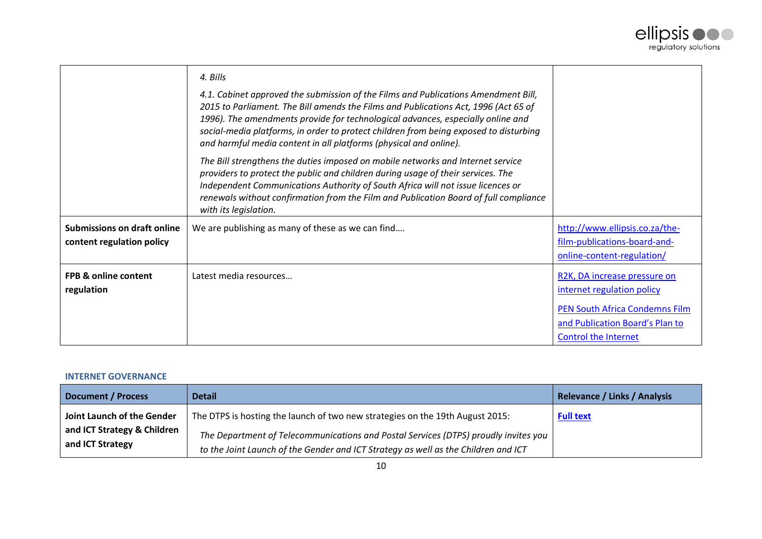| | | |
|---|---|---|
| | *4. Bills*<br><br>*4.1. Cabinet approved the submission of the Films and Publications Amendment Bill, 2015 to Parliament. The Bill amends the Films and Publications Act, 1996 (Act 65 of 1996). The amendments provide for technological advances, especially online and social-media platforms, in order to protect children from being exposed to disturbing and harmful media content in all platforms (physical and online).*<br><br>*The Bill strengthens the duties imposed on mobile networks and Internet service providers to protect the public and children during usage of their services. The Independent Communications Authority of South Africa will not issue licences or renewals without confirmation from the Film and Publication Board of full compliance with its legislation.* | |
| **Submissions on draft online content regulation policy** | We are publishing as many of these as we can find…. | http://www.ellipsis.co.za/the-film-publications-board-and-online-content-regulation/ |
| **FPB & online content regulation** | Latest media resources… | R2K, DA increase pressure on internet regulation policy<br><br>PEN South Africa Condemns Film and Publication Board's Plan to Control the Internet |

#### INTERNET GOVERNANCE

| Document / Process | Detail | Relevance / Links / Analysis |
|---|---|---|
| **Joint Launch of the Gender and ICT Strategy & Children and ICT Strategy** | The DTPS is hosting the launch of two new strategies on the 19th August 2015:<br><br>*The Department of Telecommunications and Postal Services (DTPS) proudly invites you to the Joint Launch of the Gender and ICT Strategy as well as the Children and ICT* | **Full text** |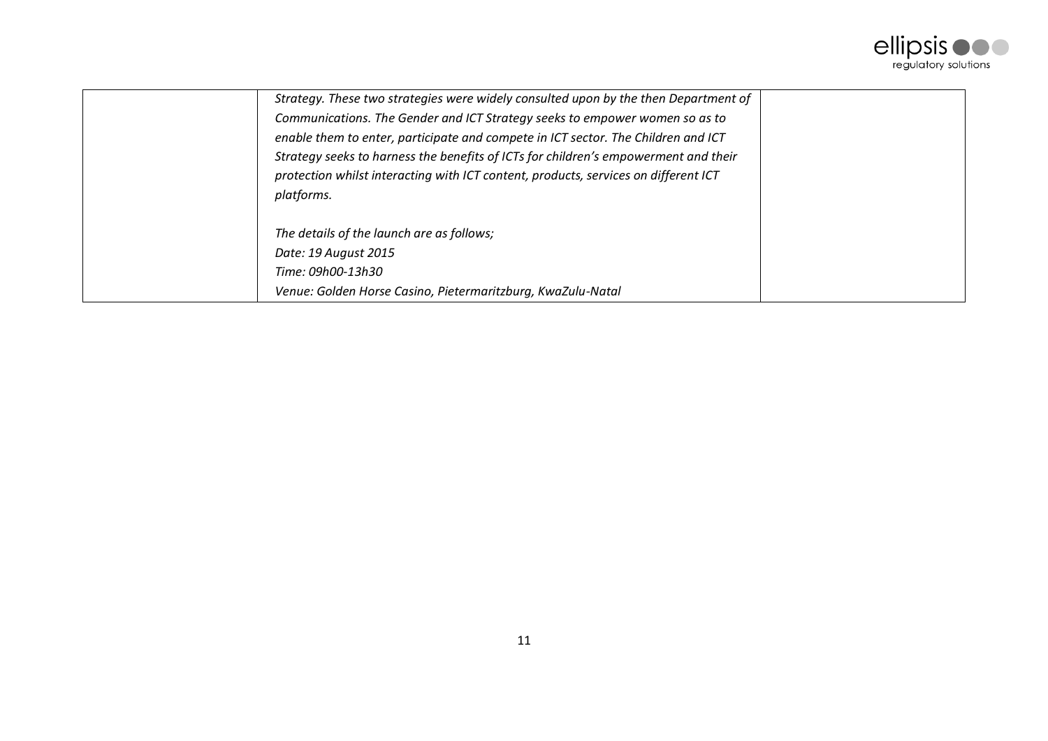|  |  |  |
| --- | --- | --- |
|  | *Strategy. These two strategies were widely consulted upon by the then Department of Communications. The Gender and ICT Strategy seeks to empower women so as to enable them to enter, participate and compete in ICT sector. The Children and ICT Strategy seeks to harness the benefits of ICTs for children's empowerment and their protection whilst interacting with ICT content, products, services on different ICT platforms.*<br><br>*The details of the launch are as follows;*<br>*Date: 19 August 2015*<br>*Time: 09h00-13h30*<br>*Venue: Golden Horse Casino, Pietermaritzburg, KwaZulu-Natal* |  |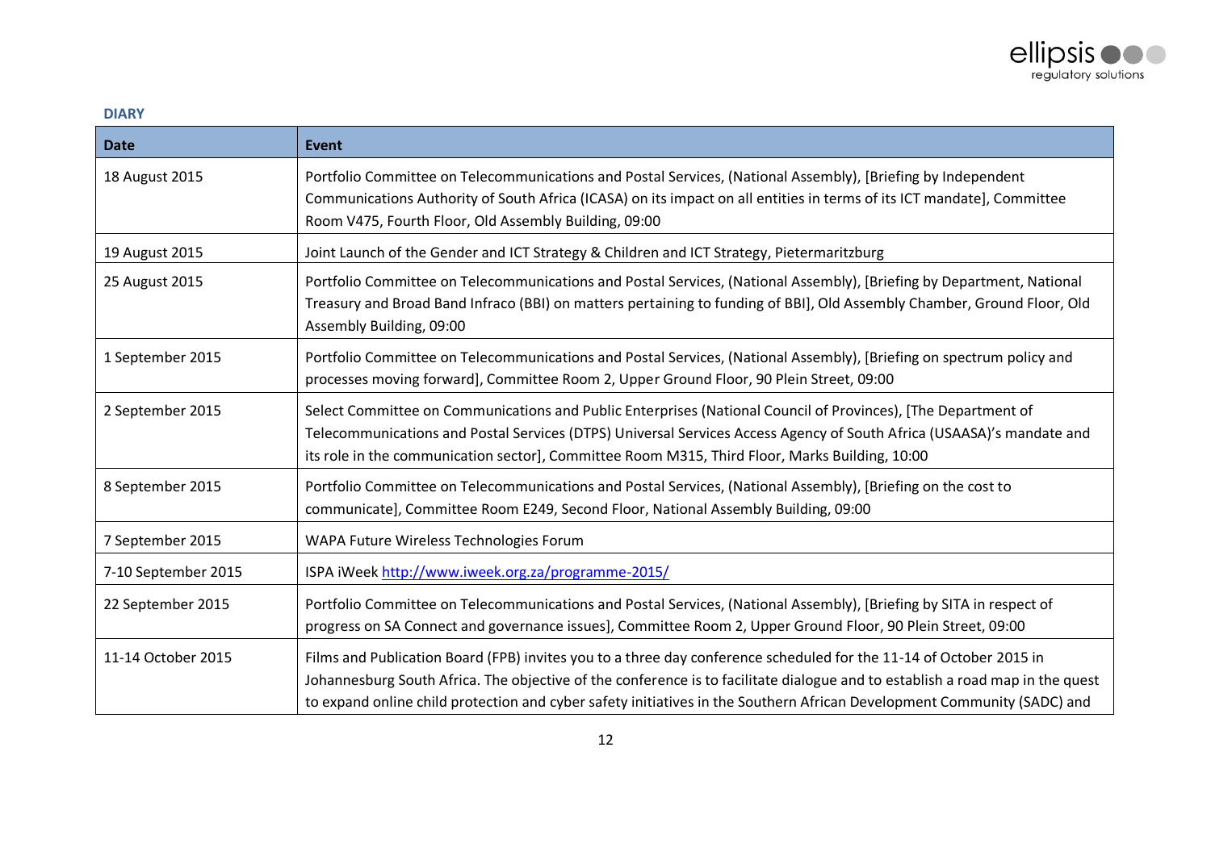## DIARY

| Date | Event |
|---|---|
| 18 August 2015 | Portfolio Committee on Telecommunications and Postal Services, (National Assembly), [Briefing by Independent Communications Authority of South Africa (ICASA) on its impact on all entities in terms of its ICT mandate], Committee Room V475, Fourth Floor, Old Assembly Building, 09:00 |
| 19 August 2015 | Joint Launch of the Gender and ICT Strategy & Children and ICT Strategy, Pietermaritzburg |
| 25 August 2015 | Portfolio Committee on Telecommunications and Postal Services, (National Assembly), [Briefing by Department, National Treasury and Broad Band Infraco (BBI) on matters pertaining to funding of BBI], Old Assembly Chamber, Ground Floor, Old Assembly Building, 09:00 |
| 1 September 2015 | Portfolio Committee on Telecommunications and Postal Services, (National Assembly), [Briefing on spectrum policy and processes moving forward], Committee Room 2, Upper Ground Floor, 90 Plein Street, 09:00 |
| 2 September 2015 | Select Committee on Communications and Public Enterprises (National Council of Provinces), [The Department of Telecommunications and Postal Services (DTPS) Universal Services Access Agency of South Africa (USAASA)'s mandate and its role in the communication sector], Committee Room M315, Third Floor, Marks Building, 10:00 |
| 8 September 2015 | Portfolio Committee on Telecommunications and Postal Services, (National Assembly), [Briefing on the cost to communicate], Committee Room E249, Second Floor, National Assembly Building, 09:00 |
| 7 September 2015 | WAPA Future Wireless Technologies Forum |
| 7-10 September 2015 | ISPA iWeek http://www.iweek.org.za/programme-2015/ |
| 22 September 2015 | Portfolio Committee on Telecommunications and Postal Services, (National Assembly), [Briefing by SITA in respect of progress on SA Connect and governance issues], Committee Room 2, Upper Ground Floor, 90 Plein Street, 09:00 |
| 11-14 October 2015 | Films and Publication Board (FPB) invites you to a three day conference scheduled for the 11-14 of October 2015 in Johannesburg South Africa. The objective of the conference is to facilitate dialogue and to establish a road map in the quest to expand online child protection and cyber safety initiatives in the Southern African Development Community (SADC) and |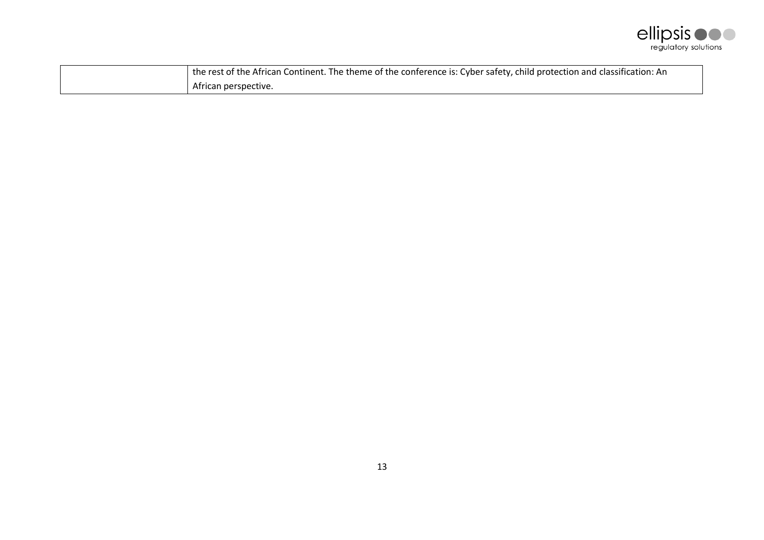| | |
|---|---|
| | the rest of the African Continent. The theme of the conference is: Cyber safety, child protection and classification: An African perspective. |